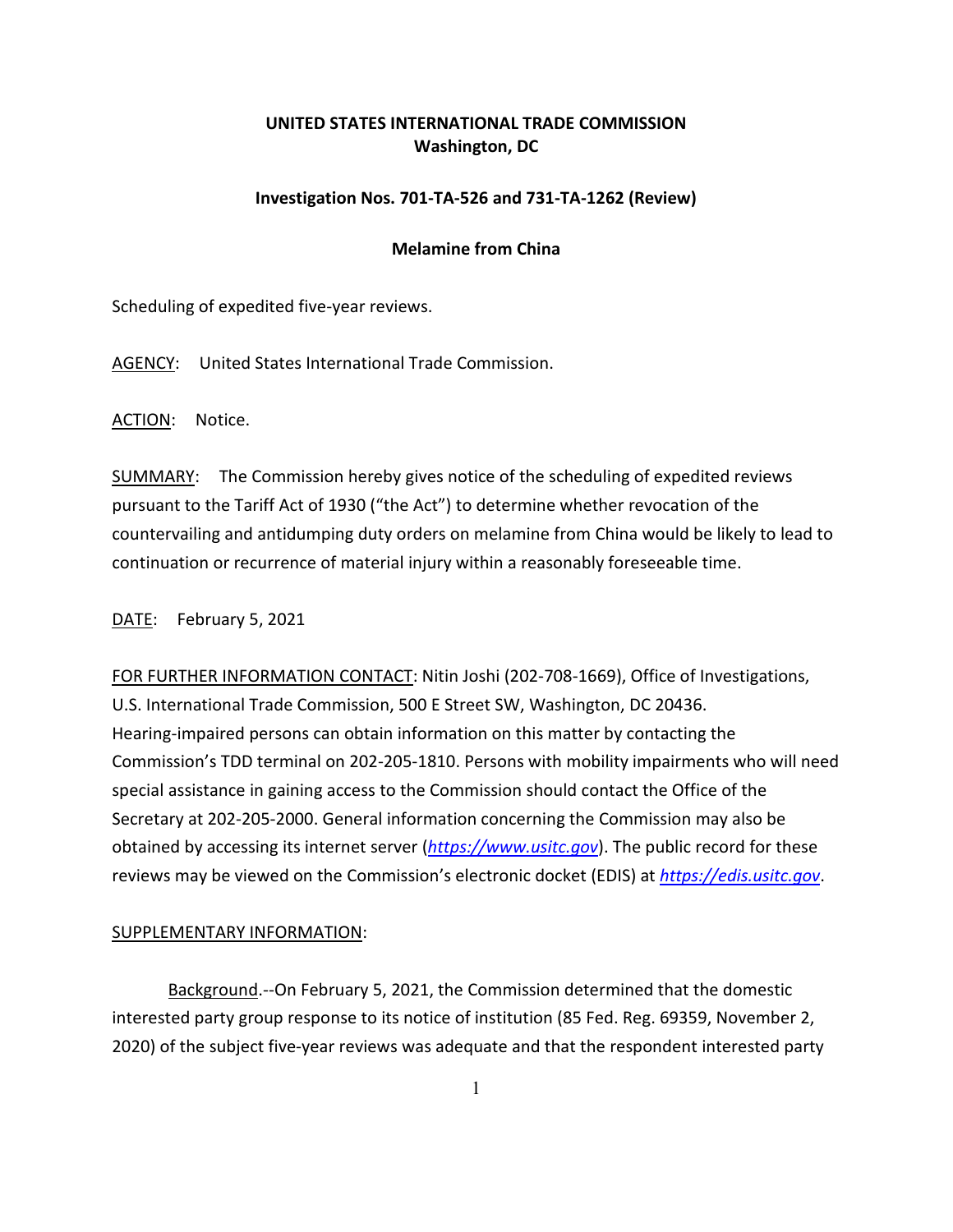**UNITED STATES INTERNATIONAL TRADE COMMISSION**
**Washington, DC**

**Investigation Nos. 701-TA-526 and 731-TA-1262 (Review)**

**Melamine from China**

Scheduling of expedited five-year reviews.

AGENCY: United States International Trade Commission.

ACTION: Notice.

SUMMARY: The Commission hereby gives notice of the scheduling of expedited reviews pursuant to the Tariff Act of 1930 ("the Act") to determine whether revocation of the countervailing and antidumping duty orders on melamine from China would be likely to lead to continuation or recurrence of material injury within a reasonably foreseeable time.

DATE: February 5, 2021

FOR FURTHER INFORMATION CONTACT: Nitin Joshi (202-708-1669), Office of Investigations, U.S. International Trade Commission, 500 E Street SW, Washington, DC 20436. Hearing-impaired persons can obtain information on this matter by contacting the Commission's TDD terminal on 202-205-1810. Persons with mobility impairments who will need special assistance in gaining access to the Commission should contact the Office of the Secretary at 202-205-2000. General information concerning the Commission may also be obtained by accessing its internet server (*https://www.usitc.gov*). The public record for these reviews may be viewed on the Commission's electronic docket (EDIS) at *https://edis.usitc.gov*.

SUPPLEMENTARY INFORMATION:

Background.--On February 5, 2021, the Commission determined that the domestic interested party group response to its notice of institution (85 Fed. Reg. 69359, November 2, 2020) of the subject five-year reviews was adequate and that the respondent interested party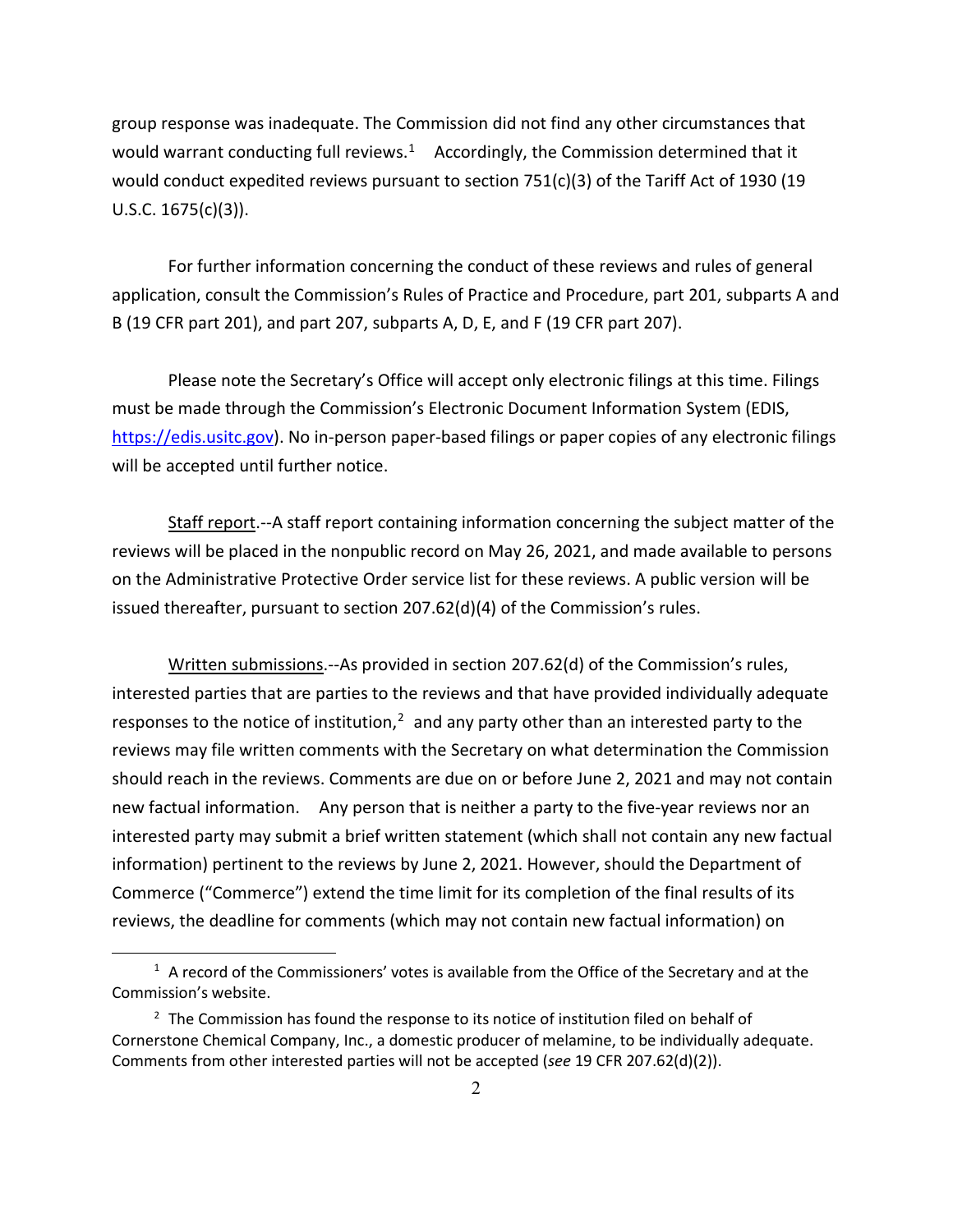group response was inadequate. The Commission did not find any other circumstances that would warrant conducting full reviews.[1] Accordingly, the Commission determined that it would conduct expedited reviews pursuant to section 751(c)(3) of the Tariff Act of 1930 (19 U.S.C. 1675(c)(3)).

For further information concerning the conduct of these reviews and rules of general application, consult the Commission's Rules of Practice and Procedure, part 201, subparts A and B (19 CFR part 201), and part 207, subparts A, D, E, and F (19 CFR part 207).

Please note the Secretary's Office will accept only electronic filings at this time. Filings must be made through the Commission's Electronic Document Information System (EDIS, https://edis.usitc.gov). No in-person paper-based filings or paper copies of any electronic filings will be accepted until further notice.

Staff report.--A staff report containing information concerning the subject matter of the reviews will be placed in the nonpublic record on May 26, 2021, and made available to persons on the Administrative Protective Order service list for these reviews. A public version will be issued thereafter, pursuant to section 207.62(d)(4) of the Commission's rules.

Written submissions.--As provided in section 207.62(d) of the Commission's rules, interested parties that are parties to the reviews and that have provided individually adequate responses to the notice of institution,[2] and any party other than an interested party to the reviews may file written comments with the Secretary on what determination the Commission should reach in the reviews. Comments are due on or before June 2, 2021 and may not contain new factual information. Any person that is neither a party to the five-year reviews nor an interested party may submit a brief written statement (which shall not contain any new factual information) pertinent to the reviews by June 2, 2021. However, should the Department of Commerce ("Commerce") extend the time limit for its completion of the final results of its reviews, the deadline for comments (which may not contain new factual information) on

---

[1] A record of the Commissioners' votes is available from the Office of the Secretary and at the Commission's website.

[2] The Commission has found the response to its notice of institution filed on behalf of Cornerstone Chemical Company, Inc., a domestic producer of melamine, to be individually adequate. Comments from other interested parties will not be accepted (*see* 19 CFR 207.62(d)(2)).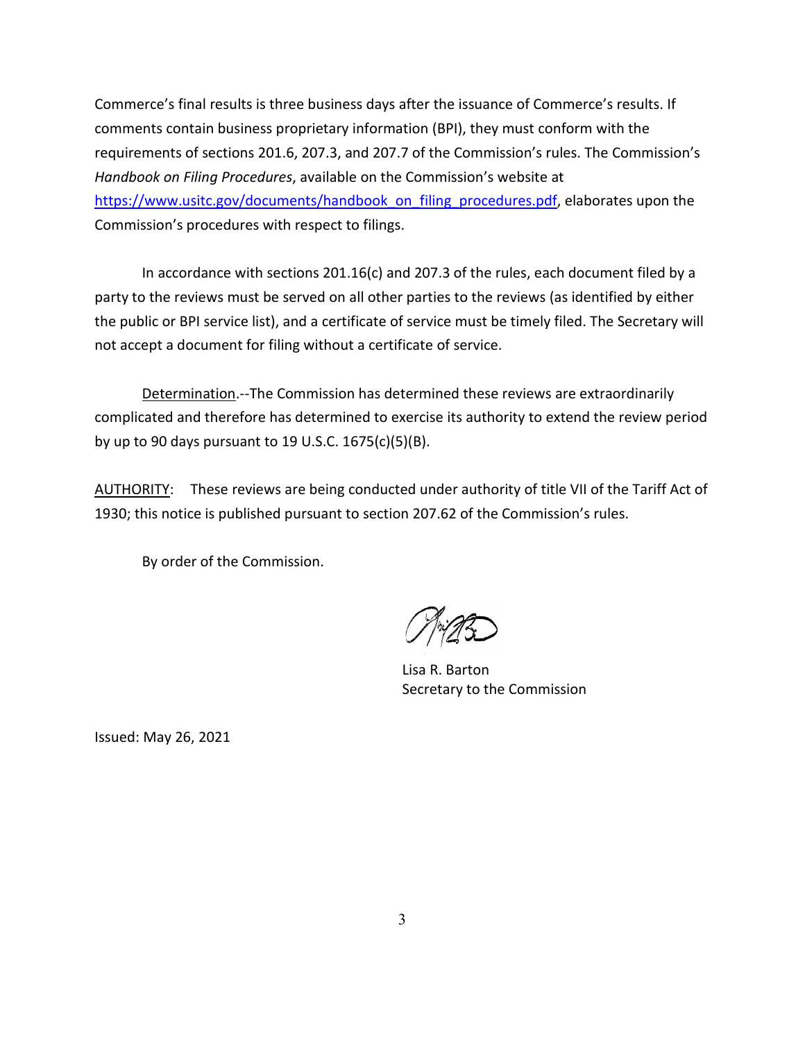Commerce's final results is three business days after the issuance of Commerce's results. If comments contain business proprietary information (BPI), they must conform with the requirements of sections 201.6, 207.3, and 207.7 of the Commission's rules. The Commission's *Handbook on Filing Procedures*, available on the Commission's website at [https://www.usitc.gov/documents/handbook_on_filing_procedures.pdf](https://www.usitc.gov/documents/handbook_on_filing_procedures.pdf), elaborates upon the Commission's procedures with respect to filings.

In accordance with sections 201.16(c) and 207.3 of the rules, each document filed by a party to the reviews must be served on all other parties to the reviews (as identified by either the public or BPI service list), and a certificate of service must be timely filed. The Secretary will not accept a document for filing without a certificate of service.

Determination.--The Commission has determined these reviews are extraordinarily complicated and therefore has determined to exercise its authority to extend the review period by up to 90 days pursuant to 19 U.S.C. 1675(c)(5)(B).

AUTHORITY: These reviews are being conducted under authority of title VII of the Tariff Act of 1930; this notice is published pursuant to section 207.62 of the Commission's rules.

By order of the Commission.

Lisa R. Barton
Secretary to the Commission

Issued: May 26, 2021